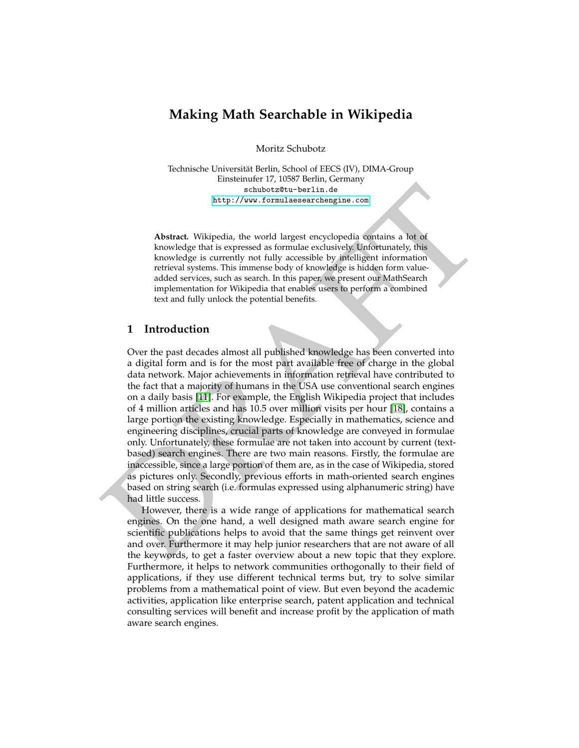# Making Math Searchable in Wikipedia

Moritz Schubotz

Technische Universität Berlin, School of EECS (IV), DIMA-Group
Einsteinufer 17, 10587 Berlin, Germany
schubotz@tu-berlin.de
http://www.formulaesearchengine.com

**Abstract.** Wikipedia, the world largest encyclopedia contains a lot of knowledge that is expressed as formulae exclusively. Unfortunately, this knowledge is currently not fully accessible by intelligent information retrieval systems. This immense body of knowledge is hidden form value-added services, such as search. In this paper, we present our MathSearch implementation for Wikipedia that enables users to perform a combined text and fully unlock the potential benefits.

## 1 Introduction

Over the past decades almost all published knowledge has been converted into a digital form and is for the most part available free of charge in the global data network. Major achievements in information retrieval have contributed to the fact that a majority of humans in the USA use conventional search engines on a daily basis [11]. For example, the English Wikipedia project that includes of 4 million articles and has 10.5 over million visits per hour [18], contains a large portion the existing knowledge. Especially in mathematics, science and engineering disciplines, crucial parts of knowledge are conveyed in formulae only. Unfortunately, these formulae are not taken into account by current (text-based) search engines. There are two main reasons. Firstly, the formulae are inaccessible, since a large portion of them are, as in the case of Wikipedia, stored as pictures only. Secondly, previous efforts in math-oriented search engines based on string search (i.e. formulas expressed using alphanumeric string) have had little success.

However, there is a wide range of applications for mathematical search engines. On the one hand, a well designed math aware search engine for scientific publications helps to avoid that the same things get reinvent over and over. Furthermore it may help junior researchers that are not aware of all the keywords, to get a faster overview about a new topic that they explore. Furthermore, it helps to network communities orthogonally to their field of applications, if they use different technical terms but, try to solve similar problems from a mathematical point of view. But even beyond the academic activities, application like enterprise search, patent application and technical consulting services will benefit and increase profit by the application of math aware search engines.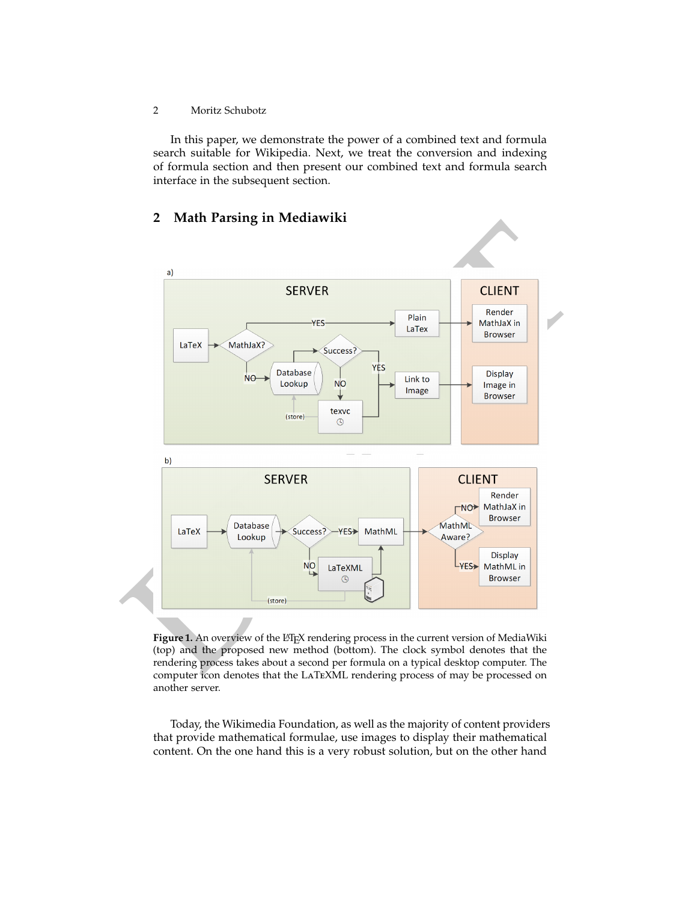In this paper, we demonstrate the power of a combined text and formula search suitable for Wikipedia. Next, we treat the conversion and indexing of formula section and then present our combined text and formula search interface in the subsequent section.

## 2 Math Parsing in Mediawiki

**Figure 1.** An overview of the LaTeX rendering process in the current version of MediaWiki (top) and the proposed new method (bottom). The clock symbol denotes that the rendering process takes about a second per formula on a typical desktop computer. The computer icon denotes that the LaTeXML rendering process of may be processed on another server.

Today, the Wikimedia Foundation, as well as the majority of content providers that provide mathematical formulae, use images to display their mathematical content. On the one hand this is a very robust solution, but on the other hand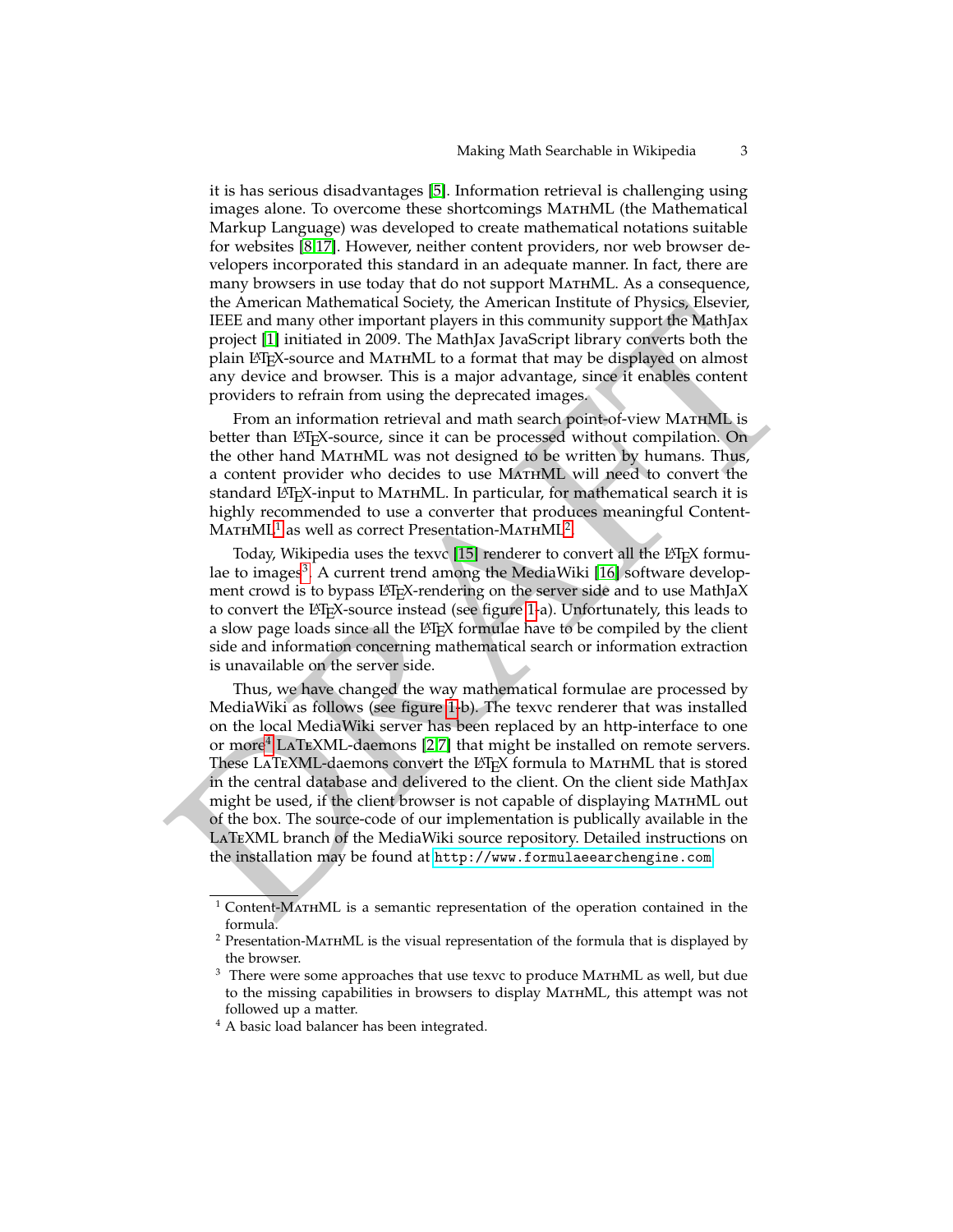it is has serious disadvantages [5]. Information retrieval is challenging using images alone. To overcome these shortcomings MathML (the Mathematical Markup Language) was developed to create mathematical notations suitable for websites [8,17]. However, neither content providers, nor web browser developers incorporated this standard in an adequate manner. In fact, there are many browsers in use today that do not support MathML. As a consequence, the American Mathematical Society, the American Institute of Physics, Elsevier, IEEE and many other important players in this community support the MathJax project [1] initiated in 2009. The MathJax JavaScript library converts both the plain LaTeX-source and MathML to a format that may be displayed on almost any device and browser. This is a major advantage, since it enables content providers to refrain from using the deprecated images.

From an information retrieval and math search point-of-view MathML is better than LaTeX-source, since it can be processed without compilation. On the other hand MathML was not designed to be written by humans. Thus, a content provider who decides to use MathML will need to convert the standard LaTeX-input to MathML. In particular, for mathematical search it is highly recommended to use a converter that produces meaningful Content-MathML[1] as well as correct Presentation-MathML[2].

Today, Wikipedia uses the texvc [15] renderer to convert all the LaTeX formulae to images[3]. A current trend among the MediaWiki [16] software development crowd is to bypass LaTeX-rendering on the server side and to use MathJaX to convert the LaTeX-source instead (see figure 1-a). Unfortunately, this leads to a slow page loads since all the LaTeX formulae have to be compiled by the client side and information concerning mathematical search or information extraction is unavailable on the server side.

Thus, we have changed the way mathematical formulae are processed by MediaWiki as follows (see figure 1-b). The texvc renderer that was installed on the local MediaWiki server has been replaced by an http-interface to one or more[4] LaTeXML-daemons [2,7] that might be installed on remote servers. These LaTeXML-daemons convert the LaTeX formula to MathML that is stored in the central database and delivered to the client. On the client side MathJax might be used, if the client browser is not capable of displaying MathML out of the box. The source-code of our implementation is publically available in the LaTeXML branch of the MediaWiki source repository. Detailed instructions on the installation may be found at `http://www.formulaeearchengine.com`

---

[1] Content-MathML is a semantic representation of the operation contained in the formula.

[2] Presentation-MathML is the visual representation of the formula that is displayed by the browser.

[3] There were some approaches that use texvc to produce MathML as well, but due to the missing capabilities in browsers to display MathML, this attempt was not followed up a matter.

[4] A basic load balancer has been integrated.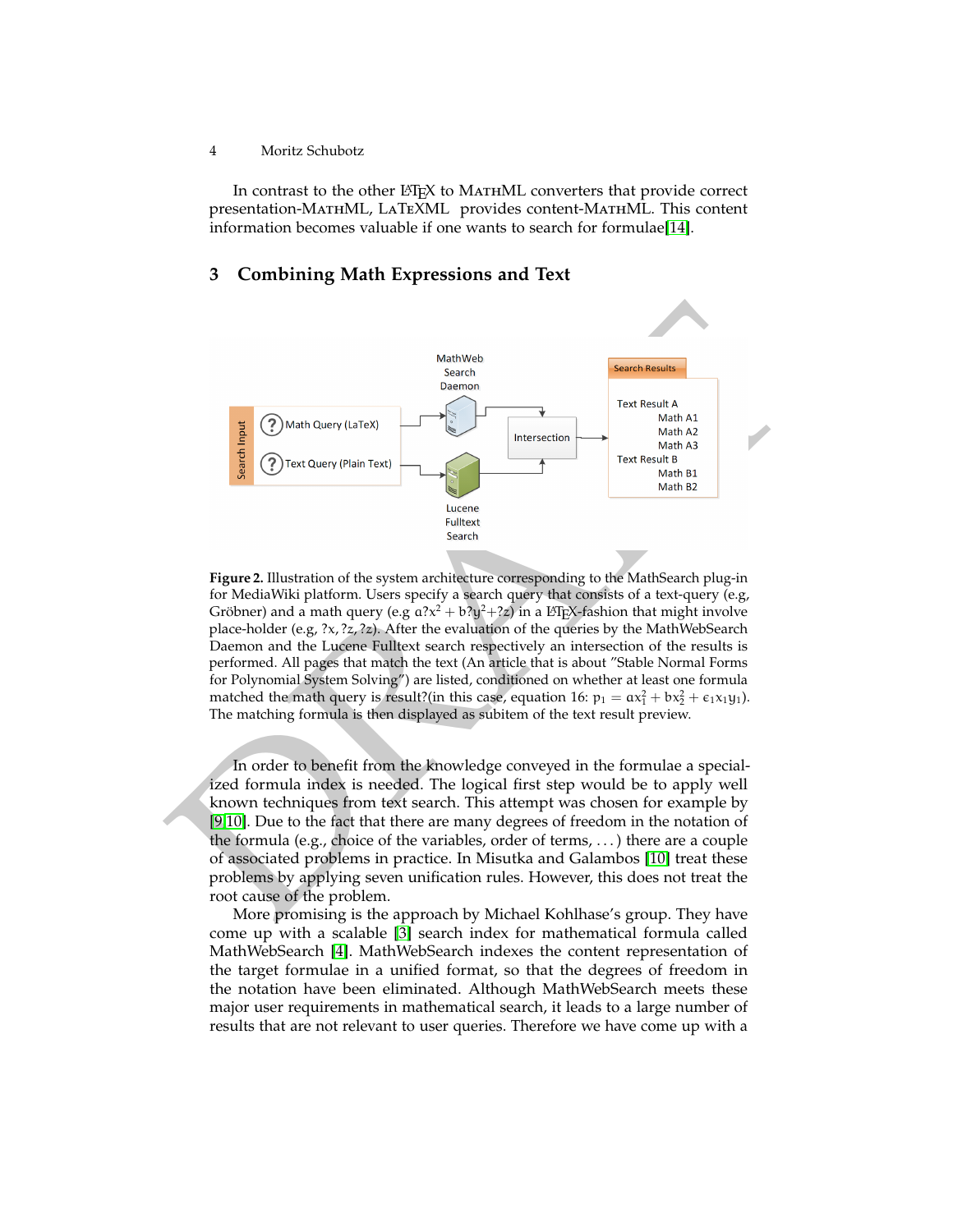In contrast to the other LaTeX to MathML converters that provide correct presentation-MathML, LaTeXML provides content-MathML. This content information becomes valuable if one wants to search for formulae[14].

## 3 Combining Math Expressions and Text

**Figure 2.** Illustration of the system architecture corresponding to the MathSearch plug-in for MediaWiki platform. Users specify a search query that consists of a text-query (e.g, Gröbner) and a math query (e.g $a?x^2 + b?y^2 + ?z$) in a LaTeX-fashion that might involve place-holder (e.g, $?x, ?z, ?z$). After the evaluation of the queries by the MathWebSearch Daemon and the Lucene Fulltext search respectively an intersection of the results is performed. All pages that match the text (An article that is about "Stable Normal Forms for Polynomial System Solving") are listed, conditioned on whether at least one formula matched the math query is result?(in this case, equation 16: $p_1 = ax_1^2 + bx_2^2 + \epsilon_1 x_1 y_1$). The matching formula is then displayed as subitem of the text result preview.

In order to benefit from the knowledge conveyed in the formulae a specialized formula index is needed. The logical first step would be to apply well known techniques from text search. This attempt was chosen for example by [9,10]. Due to the fact that there are many degrees of freedom in the notation of the formula (e.g., choice of the variables, order of terms, ...) there are a couple of associated problems in practice. In Misutka and Galambos [10] treat these problems by applying seven unification rules. However, this does not treat the root cause of the problem.

More promising is the approach by Michael Kohlhase's group. They have come up with a scalable [3] search index for mathematical formula called MathWebSearch [4]. MathWebSearch indexes the content representation of the target formulae in a unified format, so that the degrees of freedom in the notation have been eliminated. Although MathWebSearch meets these major user requirements in mathematical search, it leads to a large number of results that are not relevant to user queries. Therefore we have come up with a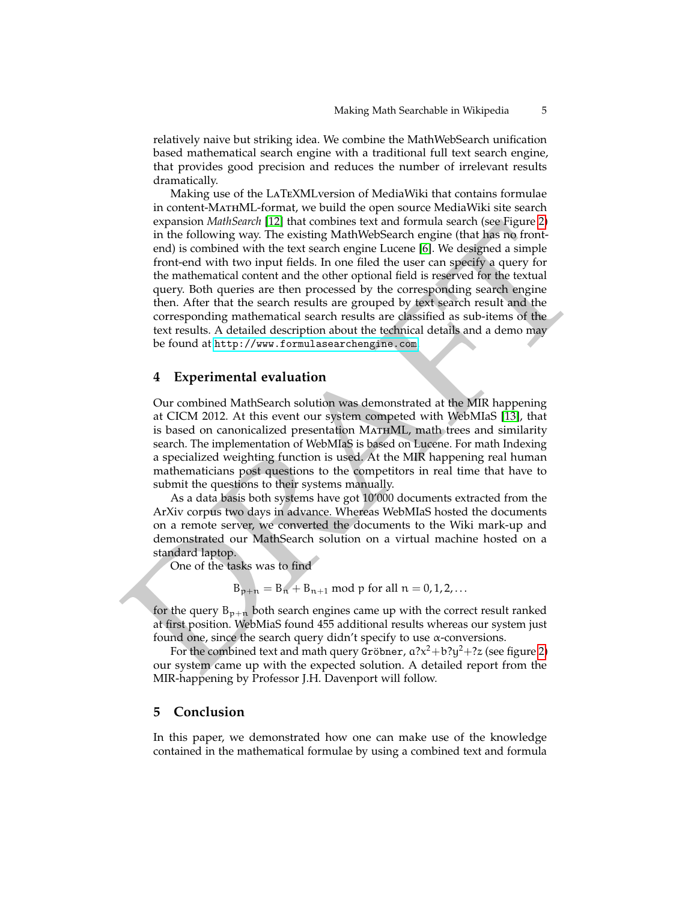relatively naive but striking idea. We combine the MathWebSearch unification based mathematical search engine with a traditional full text search engine, that provides good precision and reduces the number of irrelevant results dramatically.

Making use of the LaTeXMLversion of MediaWiki that contains formulae in content-MathML-format, we build the open source MediaWiki site search expansion *MathSearch* [12] that combines text and formula search (see Figure 2) in the following way. The existing MathWebSearch engine (that has no front-end) is combined with the text search engine Lucene [6]. We designed a simple front-end with two input fields. In one filed the user can specify a query for the mathematical content and the other optional field is reserved for the textual query. Both queries are then processed by the corresponding search engine then. After that the search results are grouped by text search result and the corresponding mathematical search results are classified as sub-items of the text results. A detailed description about the technical details and a demo may be found at `http://www.formulasearchengine.com`

## 4 Experimental evaluation

Our combined MathSearch solution was demonstrated at the MIR happening at CICM 2012. At this event our system competed with WebMIaS [13], that is based on canonicalized presentation MathML, math trees and similarity search. The implementation of WebMIaS is based on Lucene. For math Indexing a specialized weighting function is used. At the MIR happening real human mathematicians post questions to the competitors in real time that have to submit the questions to their systems manually.

As a data basis both systems have got 10'000 documents extracted from the ArXiv corpus two days in advance. Whereas WebMIaS hosted the documents on a remote server, we converted the documents to the Wiki mark-up and demonstrated our MathSearch solution on a virtual machine hosted on a standard laptop.

One of the tasks was to find

$$B_{p+n} = B_n + B_{n+1} \bmod p \text{ for all } n = 0, 1, 2, \ldots$$

for the query $B_{p+n}$ both search engines came up with the correct result ranked at first position. WebMiaS found 455 additional results whereas our system just found one, since the search query didn't specify to use $\alpha$-conversions.

For the combined text and math query `Gröbner`, $a?x^2 + b?y^2 + ?z$ (see figure 2) our system came up with the expected solution. A detailed report from the MIR-happening by Professor J.H. Davenport will follow.

## 5 Conclusion

In this paper, we demonstrated how one can make use of the knowledge contained in the mathematical formulae by using a combined text and formula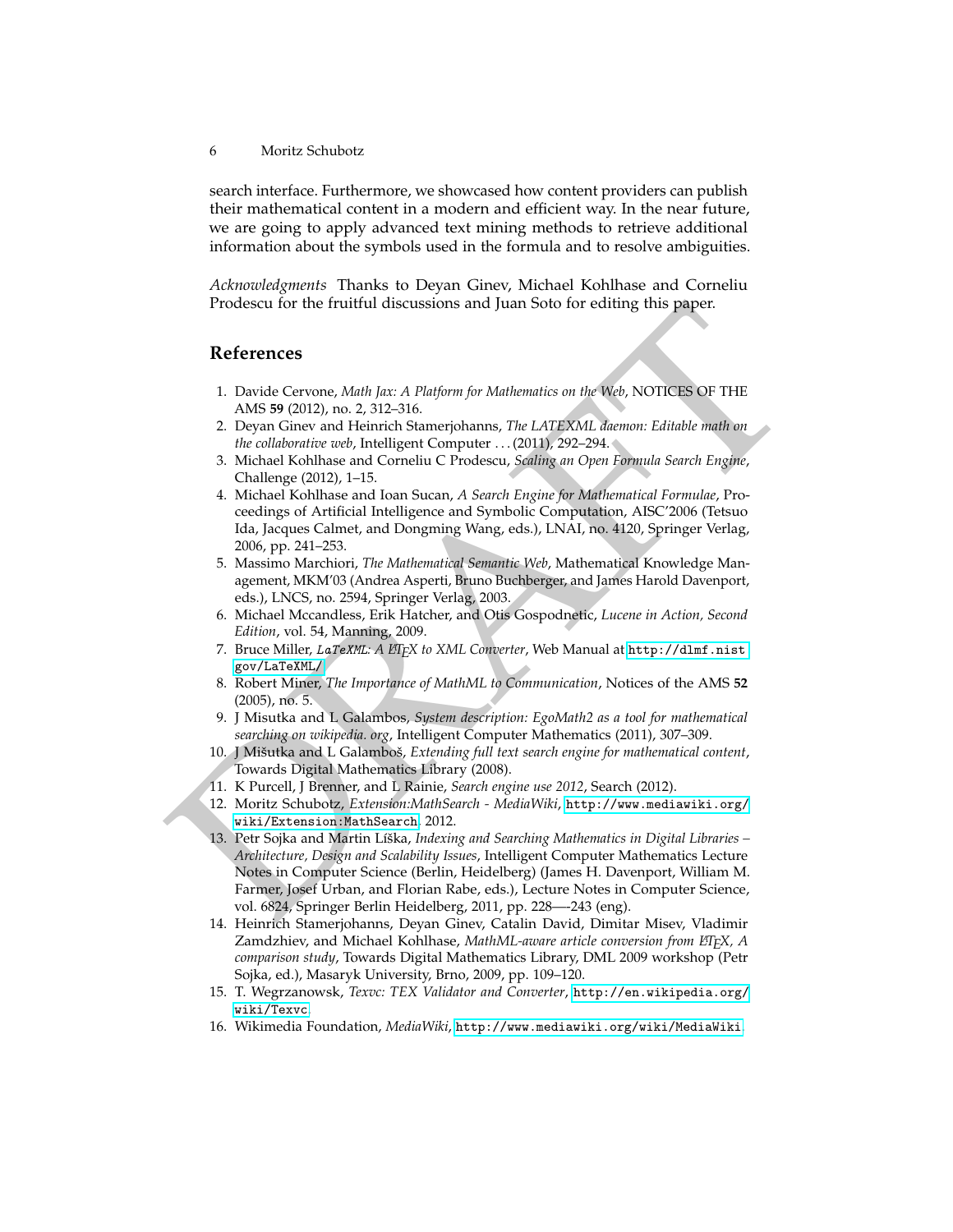search interface. Furthermore, we showcased how content providers can publish their mathematical content in a modern and efficient way. In the near future, we are going to apply advanced text mining methods to retrieve additional information about the symbols used in the formula and to resolve ambiguities.

*Acknowledgments* Thanks to Deyan Ginev, Michael Kohlhase and Corneliu Prodescu for the fruitful discussions and Juan Soto for editing this paper.

## References

1. Davide Cervone, *Math Jax: A Platform for Mathematics on the Web*, NOTICES OF THE AMS **59** (2012), no. 2, 312–316.
2. Deyan Ginev and Heinrich Stamerjohanns, *The LATEXML daemon: Editable math on the collaborative web*, Intelligent Computer . . . (2011), 292–294.
3. Michael Kohlhase and Corneliu C Prodescu, *Scaling an Open Formula Search Engine*, Challenge (2012), 1–15.
4. Michael Kohlhase and Ioan Sucan, *A Search Engine for Mathematical Formulae*, Proceedings of Artificial Intelligence and Symbolic Computation, AISC'2006 (Tetsuo Ida, Jacques Calmet, and Dongming Wang, eds.), LNAI, no. 4120, Springer Verlag, 2006, pp. 241–253.
5. Massimo Marchiori, *The Mathematical Semantic Web*, Mathematical Knowledge Management, MKM'03 (Andrea Asperti, Bruno Buchberger, and James Harold Davenport, eds.), LNCS, no. 2594, Springer Verlag, 2003.
6. Michael Mccandless, Erik Hatcher, and Otis Gospodnetic, *Lucene in Action, Second Edition*, vol. 54, Manning, 2009.
7. Bruce Miller, *LaTeXML: A LaTeX to XML Converter*, Web Manual at http://dlmf.nist.gov/LaTeXML/
8. Robert Miner, *The Importance of MathML to Communication*, Notices of the AMS **52** (2005), no. 5.
9. J Misutka and L Galambos, *System description: EgoMath2 as a tool for mathematical searching on wikipedia. org*, Intelligent Computer Mathematics (2011), 307–309.
10. J Mišutka and L Galamboš, *Extending full text search engine for mathematical content*, Towards Digital Mathematics Library (2008).
11. K Purcell, J Brenner, and L Rainie, *Search engine use 2012*, Search (2012).
12. Moritz Schubotz, *Extension:MathSearch - MediaWiki*, http://www.mediawiki.org/wiki/Extension:MathSearch, 2012.
13. Petr Sojka and Martin Líška, *Indexing and Searching Mathematics in Digital Libraries – Architecture, Design and Scalability Issues*, Intelligent Computer Mathematics Lecture Notes in Computer Science (Berlin, Heidelberg) (James H. Davenport, William M. Farmer, Josef Urban, and Florian Rabe, eds.), Lecture Notes in Computer Science, vol. 6824, Springer Berlin Heidelberg, 2011, pp. 228—-243 (eng).
14. Heinrich Stamerjohanns, Deyan Ginev, Catalin David, Dimitar Misev, Vladimir Zamdzhiev, and Michael Kohlhase, *MathML-aware article conversion from LaTeX, A comparison study*, Towards Digital Mathematics Library, DML 2009 workshop (Petr Sojka, ed.), Masaryk University, Brno, 2009, pp. 109–120.
15. T. Wegrzanowsk, *Texvc: TEX Validator and Converter*, http://en.wikipedia.org/wiki/Texvc
16. Wikimedia Foundation, *MediaWiki*, http://www.mediawiki.org/wiki/MediaWiki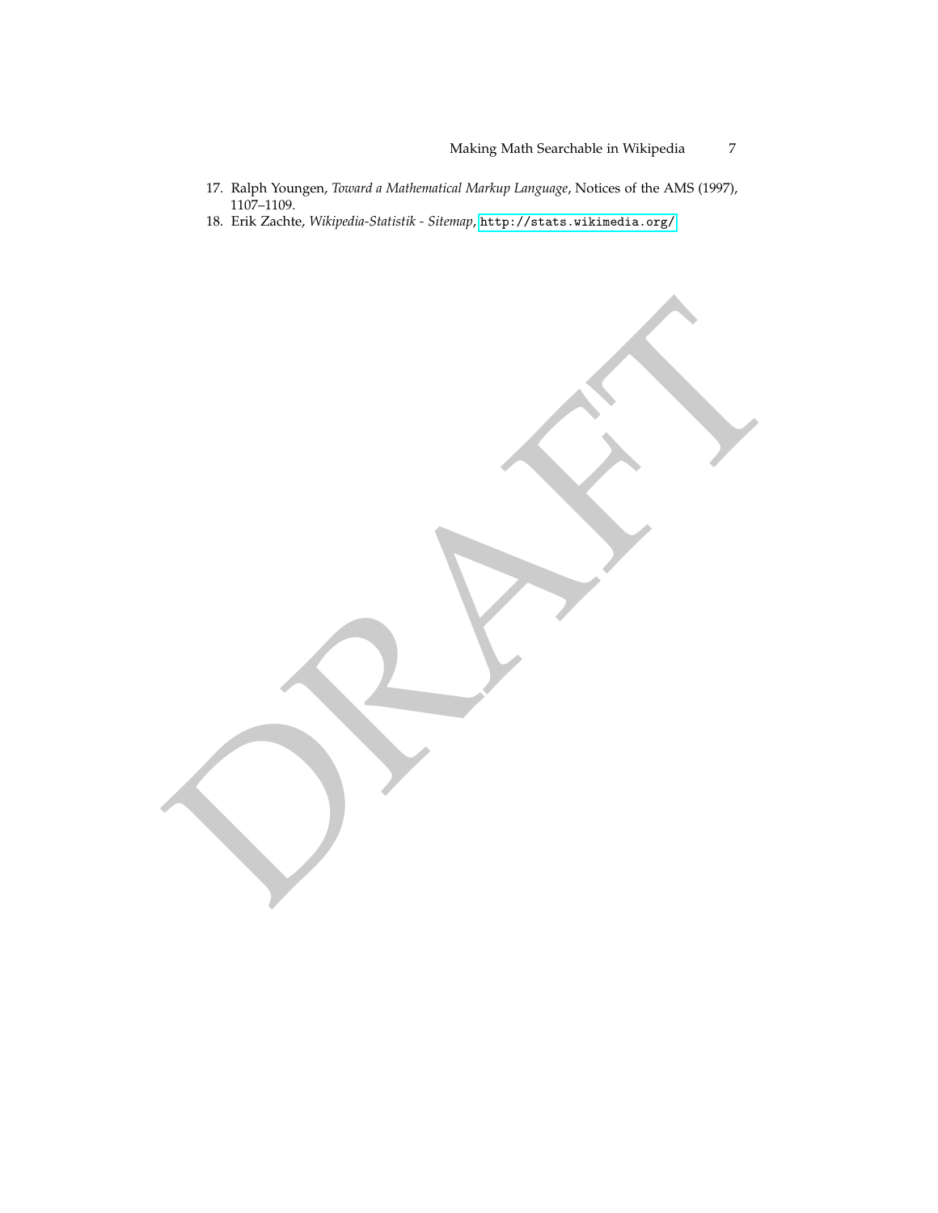17. Ralph Youngen, *Toward a Mathematical Markup Language*, Notices of the AMS (1997), 1107–1109.
18. Erik Zachte, *Wikipedia-Statistik - Sitemap*, http://stats.wikimedia.org/